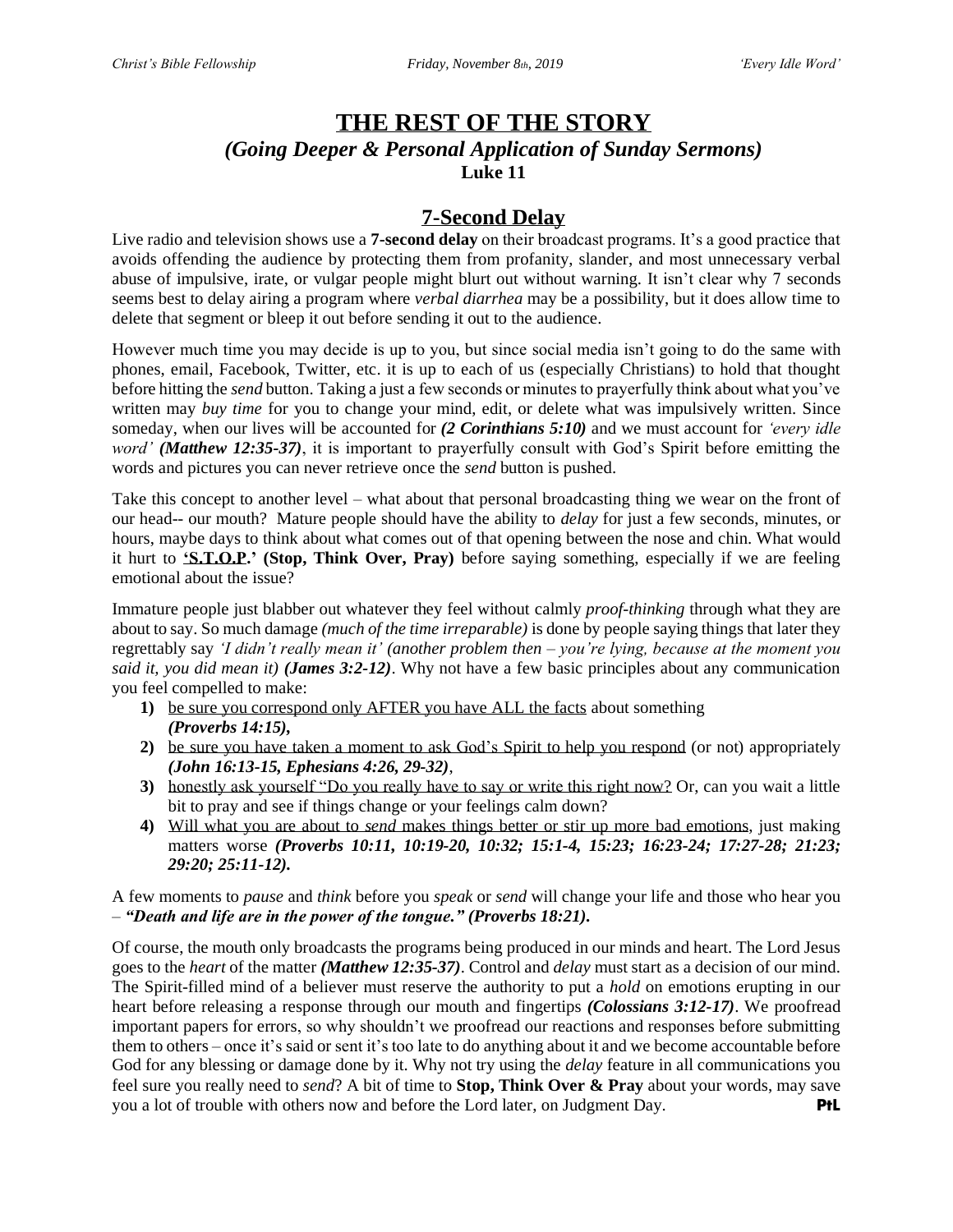# THE REST OF THE STORY

## *(Going Deeper & Personal Application of Sunday Sermons)*

**Luke 11**

## 7-Second Delay

Live radio and television shows use a **7-second delay** on their broadcast programs. It's a good practice that avoids offending the audience by protecting them from profanity, slander, and most unnecessary verbal abuse of impulsive, irate, or vulgar people might blurt out without warning. It isn't clear why 7 seconds seems best to delay airing a program where *verbal diarrhea* may be a possibility, but it does allow time to delete that segment or bleep it out before sending it out to the audience.

However much time you may decide is up to you, but since social media isn't going to do the same with phones, email, Facebook, Twitter, etc. it is up to each of us (especially Christians) to hold that thought before hitting the *send* button. Taking a just a few seconds or minutes to prayerfully think about what you've written may *buy time* for you to change your mind, edit, or delete what was impulsively written. Since someday, when our lives will be accounted for ***(2 Corinthians 5:10)*** and we must account for *'every idle word'* ***(Matthew 12:35-37)***, it is important to prayerfully consult with God's Spirit before emitting the words and pictures you can never retrieve once the *send* button is pushed.

Take this concept to another level – what about that personal broadcasting thing we wear on the front of our head-- our mouth? Mature people should have the ability to *delay* for just a few seconds, minutes, or hours, maybe days to think about what comes out of that opening between the nose and chin. What would it hurt to **'S.T.O.P.' (Stop, Think Over, Pray)** before saying something, especially if we are feeling emotional about the issue?

Immature people just blabber out whatever they feel without calmly *proof-thinking* through what they are about to say. So much damage *(much of the time irreparable)* is done by people saying things that later they regrettably say *'I didn't really mean it' (another problem then – you're lying, because at the moment you said it, you did mean it)* ***(James 3:2-12)***. Why not have a few basic principles about any communication you feel compelled to make:

1) be sure you correspond only AFTER you have ALL the facts about something ***(Proverbs 14:15),***
2) be sure you have taken a moment to ask God's Spirit to help you respond (or not) appropriately ***(John 16:13-15, Ephesians 4:26, 29-32)***,
3) honestly ask yourself "Do you really have to say or write this right now? Or, can you wait a little bit to pray and see if things change or your feelings calm down?
4) Will what you are about to *send* makes things better or stir up more bad emotions, just making matters worse ***(Proverbs 10:11, 10:19-20, 10:32; 15:1-4, 15:23; 16:23-24; 17:27-28; 21:23; 29:20; 25:11-12).***

A few moments to *pause* and *think* before you *speak* or *send* will change your life and those who hear you – ***"Death and life are in the power of the tongue." (Proverbs 18:21).***

Of course, the mouth only broadcasts the programs being produced in our minds and heart. The Lord Jesus goes to the *heart* of the matter ***(Matthew 12:35-37)***. Control and *delay* must start as a decision of our mind. The Spirit-filled mind of a believer must reserve the authority to put a *hold* on emotions erupting in our heart before releasing a response through our mouth and fingertips ***(Colossians 3:12-17)***. We proofread important papers for errors, so why shouldn't we proofread our reactions and responses before submitting them to others – once it's said or sent it's too late to do anything about it and we become accountable before God for any blessing or damage done by it. Why not try using the *delay* feature in all communications you feel sure you really need to *send*? A bit of time to **Stop, Think Over & Pray** about your words, may save you a lot of trouble with others now and before the Lord later, on Judgment Day. **PtL**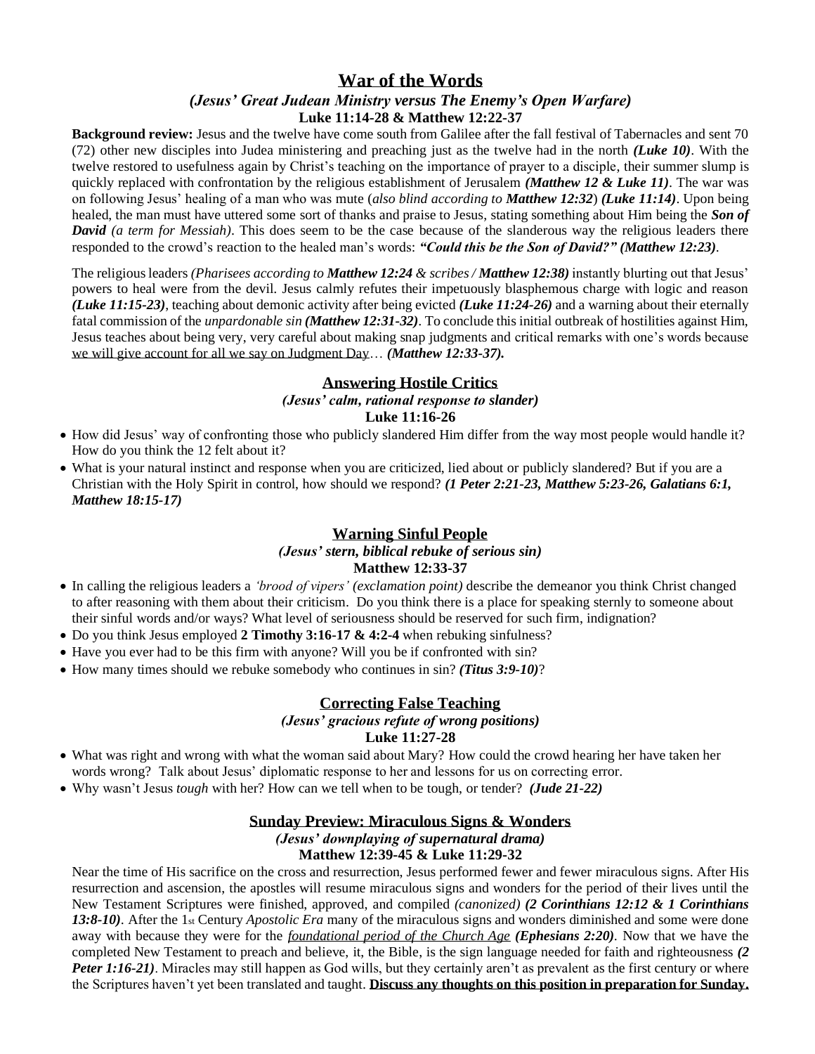# War of the Words

### *(Jesus' Great Judean Ministry versus The Enemy's Open Warfare)*

**Luke 11:14-28 & Matthew 12:22-37**

**Background review:** Jesus and the twelve have come south from Galilee after the fall festival of Tabernacles and sent 70 (72) other new disciples into Judea ministering and preaching just as the twelve had in the north ***(Luke 10)***. With the twelve restored to usefulness again by Christ's teaching on the importance of prayer to a disciple, their summer slump is quickly replaced with confrontation by the religious establishment of Jerusalem ***(Matthew 12 & Luke 11)***. The war was on following Jesus' healing of a man who was mute (*also blind according to* ***Matthew 12:32***) ***(Luke 11:14)***. Upon being healed, the man must have uttered some sort of thanks and praise to Jesus, stating something about Him being the ***Son of David*** *(a term for Messiah)*. This does seem to be the case because of the slanderous way the religious leaders there responded to the crowd's reaction to the healed man's words: ***"Could this be the Son of David?" (Matthew 12:23)***.

The religious leaders *(Pharisees according to* ***Matthew 12:24*** *& scribes /* ***Matthew 12:38)*** instantly blurting out that Jesus' powers to heal were from the devil. Jesus calmly refutes their impetuously blasphemous charge with logic and reason ***(Luke 11:15-23)***, teaching about demonic activity after being evicted ***(Luke 11:24-26)*** and a warning about their eternally fatal commission of the *unpardonable sin* ***(Matthew 12:31-32)***. To conclude this initial outbreak of hostilities against Him, Jesus teaches about being very, very careful about making snap judgments and critical remarks with one's words because <u>we will give account for all we say on Judgment Day</u>… ***(Matthew 12:33-37).***

## <u>Answering Hostile Critics</u>

### *(Jesus' calm, rational response to slander)*

**Luke 11:16-26**

- How did Jesus' way of confronting those who publicly slandered Him differ from the way most people would handle it? How do you think the 12 felt about it?
- What is your natural instinct and response when you are criticized, lied about or publicly slandered? But if you are a Christian with the Holy Spirit in control, how should we respond? ***(1 Peter 2:21-23, Matthew 5:23-26, Galatians 6:1, Matthew 18:15-17)***

## <u>Warning Sinful People</u>

### *(Jesus' stern, biblical rebuke of serious sin)*

**Matthew 12:33-37**

- In calling the religious leaders a *'brood of vipers' (exclamation point)* describe the demeanor you think Christ changed to after reasoning with them about their criticism. Do you think there is a place for speaking sternly to someone about their sinful words and/or ways? What level of seriousness should be reserved for such firm, indignation?
- Do you think Jesus employed **2 Timothy 3:16-17 & 4:2-4** when rebuking sinfulness?
- Have you ever had to be this firm with anyone? Will you be if confronted with sin?
- How many times should we rebuke somebody who continues in sin? ***(Titus 3:9-10)***?

## <u>Correcting False Teaching</u>

### *(Jesus' gracious refute of wrong positions)*

**Luke 11:27-28**

- What was right and wrong with what the woman said about Mary? How could the crowd hearing her have taken her words wrong? Talk about Jesus' diplomatic response to her and lessons for us on correcting error.
- Why wasn't Jesus *tough* with her? How can we tell when to be tough, or tender? ***(Jude 21-22)***

## <u>Sunday Preview: Miraculous Signs & Wonders</u>

### *(Jesus' downplaying of supernatural drama)*

**Matthew 12:39-45 & Luke 11:29-32**

Near the time of His sacrifice on the cross and resurrection, Jesus performed fewer and fewer miraculous signs. After His resurrection and ascension, the apostles will resume miraculous signs and wonders for the period of their lives until the New Testament Scriptures were finished, approved, and compiled *(canonized)* ***(2 Corinthians 12:12 & 1 Corinthians 13:8-10)***. After the 1st Century *Apostolic Era* many of the miraculous signs and wonders diminished and some were done away with because they were for the <u>*foundational period of the Church Age*</u> ***(Ephesians 2:20)***. Now that we have the completed New Testament to preach and believe, it, the Bible, is the sign language needed for faith and righteousness ***(2 Peter 1:16-21)***. Miracles may still happen as God wills, but they certainly aren't as prevalent as the first century or where the Scriptures haven't yet been translated and taught. **<u>Discuss any thoughts on this position in preparation for Sunday.</u>**